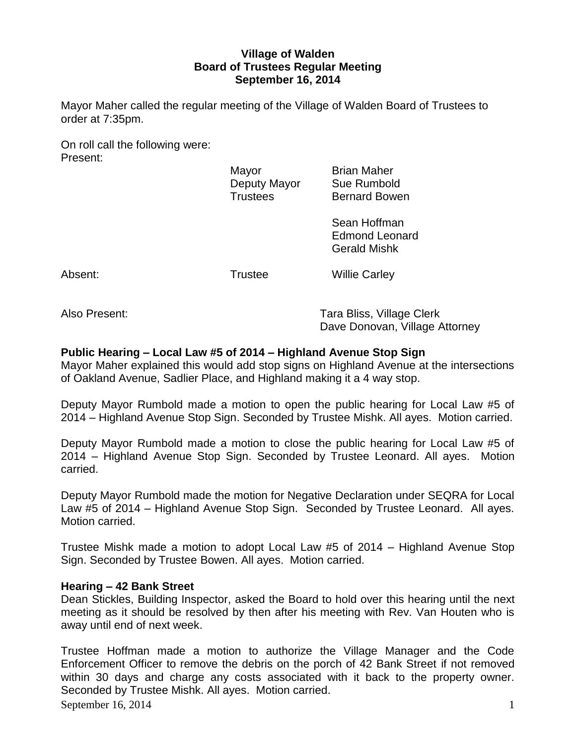**Village of Walden**
**Board of Trustees Regular Meeting**
**September 16, 2014**

Mayor Maher called the regular meeting of the Village of Walden Board of Trustees to order at 7:35pm.

On roll call the following were:

Present:

| | |
|---|---|
| Mayor | Brian Maher |
| Deputy Mayor | Sue Rumbold |
| Trustees | Bernard Bowen |
| | Sean Hoffman |
| | Edmond Leonard |
| | Gerald Mishk |

Absent: Trustee Willie Carley

Also Present: Tara Bliss, Village Clerk
Dave Donovan, Village Attorney

**Public Hearing – Local Law #5 of 2014 – Highland Avenue Stop Sign**

Mayor Maher explained this would add stop signs on Highland Avenue at the intersections of Oakland Avenue, Sadlier Place, and Highland making it a 4 way stop.

Deputy Mayor Rumbold made a motion to open the public hearing for Local Law #5 of 2014 – Highland Avenue Stop Sign. Seconded by Trustee Mishk. All ayes. Motion carried.

Deputy Mayor Rumbold made a motion to close the public hearing for Local Law #5 of 2014 – Highland Avenue Stop Sign. Seconded by Trustee Leonard. All ayes. Motion carried.

Deputy Mayor Rumbold made the motion for Negative Declaration under SEQRA for Local Law #5 of 2014 – Highland Avenue Stop Sign. Seconded by Trustee Leonard. All ayes. Motion carried.

Trustee Mishk made a motion to adopt Local Law #5 of 2014 – Highland Avenue Stop Sign. Seconded by Trustee Bowen. All ayes. Motion carried.

**Hearing – 42 Bank Street**

Dean Stickles, Building Inspector, asked the Board to hold over this hearing until the next meeting as it should be resolved by then after his meeting with Rev. Van Houten who is away until end of next week.

Trustee Hoffman made a motion to authorize the Village Manager and the Code Enforcement Officer to remove the debris on the porch of 42 Bank Street if not removed within 30 days and charge any costs associated with it back to the property owner. Seconded by Trustee Mishk. All ayes. Motion carried.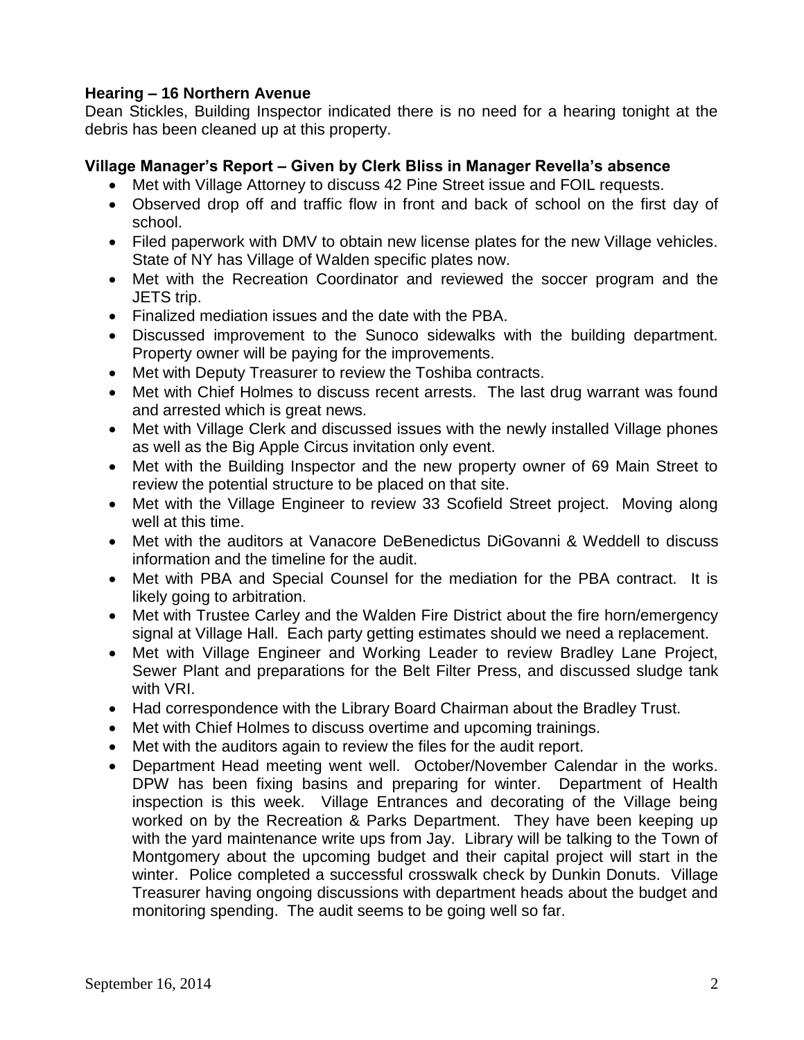**Hearing – 16 Northern Avenue**

Dean Stickles, Building Inspector indicated there is no need for a hearing tonight at the debris has been cleaned up at this property.

**Village Manager's Report – Given by Clerk Bliss in Manager Revella's absence**

- Met with Village Attorney to discuss 42 Pine Street issue and FOIL requests.
- Observed drop off and traffic flow in front and back of school on the first day of school.
- Filed paperwork with DMV to obtain new license plates for the new Village vehicles. State of NY has Village of Walden specific plates now.
- Met with the Recreation Coordinator and reviewed the soccer program and the JETS trip.
- Finalized mediation issues and the date with the PBA.
- Discussed improvement to the Sunoco sidewalks with the building department. Property owner will be paying for the improvements.
- Met with Deputy Treasurer to review the Toshiba contracts.
- Met with Chief Holmes to discuss recent arrests. The last drug warrant was found and arrested which is great news.
- Met with Village Clerk and discussed issues with the newly installed Village phones as well as the Big Apple Circus invitation only event.
- Met with the Building Inspector and the new property owner of 69 Main Street to review the potential structure to be placed on that site.
- Met with the Village Engineer to review 33 Scofield Street project. Moving along well at this time.
- Met with the auditors at Vanacore DeBenedictus DiGovanni & Weddell to discuss information and the timeline for the audit.
- Met with PBA and Special Counsel for the mediation for the PBA contract. It is likely going to arbitration.
- Met with Trustee Carley and the Walden Fire District about the fire horn/emergency signal at Village Hall. Each party getting estimates should we need a replacement.
- Met with Village Engineer and Working Leader to review Bradley Lane Project, Sewer Plant and preparations for the Belt Filter Press, and discussed sludge tank with VRI.
- Had correspondence with the Library Board Chairman about the Bradley Trust.
- Met with Chief Holmes to discuss overtime and upcoming trainings.
- Met with the auditors again to review the files for the audit report.
- Department Head meeting went well. October/November Calendar in the works. DPW has been fixing basins and preparing for winter. Department of Health inspection is this week. Village Entrances and decorating of the Village being worked on by the Recreation & Parks Department. They have been keeping up with the yard maintenance write ups from Jay. Library will be talking to the Town of Montgomery about the upcoming budget and their capital project will start in the winter. Police completed a successful crosswalk check by Dunkin Donuts. Village Treasurer having ongoing discussions with department heads about the budget and monitoring spending. The audit seems to be going well so far.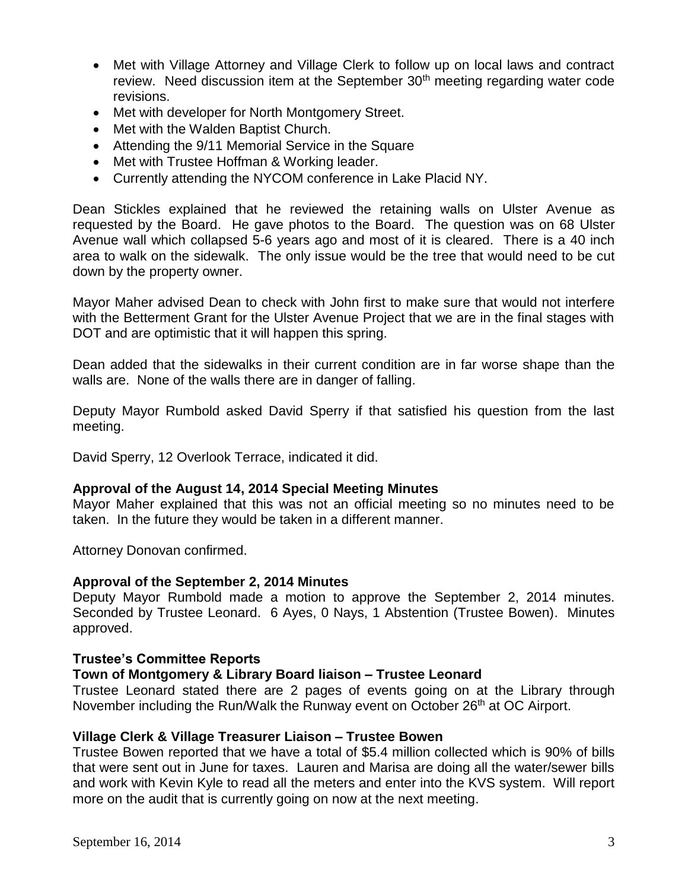- Met with Village Attorney and Village Clerk to follow up on local laws and contract review. Need discussion item at the September 30th meeting regarding water code revisions.
- Met with developer for North Montgomery Street.
- Met with the Walden Baptist Church.
- Attending the 9/11 Memorial Service in the Square
- Met with Trustee Hoffman & Working leader.
- Currently attending the NYCOM conference in Lake Placid NY.

Dean Stickles explained that he reviewed the retaining walls on Ulster Avenue as requested by the Board. He gave photos to the Board. The question was on 68 Ulster Avenue wall which collapsed 5-6 years ago and most of it is cleared. There is a 40 inch area to walk on the sidewalk. The only issue would be the tree that would need to be cut down by the property owner.

Mayor Maher advised Dean to check with John first to make sure that would not interfere with the Betterment Grant for the Ulster Avenue Project that we are in the final stages with DOT and are optimistic that it will happen this spring.

Dean added that the sidewalks in their current condition are in far worse shape than the walls are. None of the walls there are in danger of falling.

Deputy Mayor Rumbold asked David Sperry if that satisfied his question from the last meeting.

David Sperry, 12 Overlook Terrace, indicated it did.

**Approval of the August 14, 2014 Special Meeting Minutes**

Mayor Maher explained that this was not an official meeting so no minutes need to be taken. In the future they would be taken in a different manner.

Attorney Donovan confirmed.

**Approval of the September 2, 2014 Minutes**

Deputy Mayor Rumbold made a motion to approve the September 2, 2014 minutes. Seconded by Trustee Leonard. 6 Ayes, 0 Nays, 1 Abstention (Trustee Bowen). Minutes approved.

**Trustee's Committee Reports**

**Town of Montgomery & Library Board liaison – Trustee Leonard**

Trustee Leonard stated there are 2 pages of events going on at the Library through November including the Run/Walk the Runway event on October 26th at OC Airport.

**Village Clerk & Village Treasurer Liaison – Trustee Bowen**

Trustee Bowen reported that we have a total of $5.4 million collected which is 90% of bills that were sent out in June for taxes. Lauren and Marisa are doing all the water/sewer bills and work with Kevin Kyle to read all the meters and enter into the KVS system. Will report more on the audit that is currently going on now at the next meeting.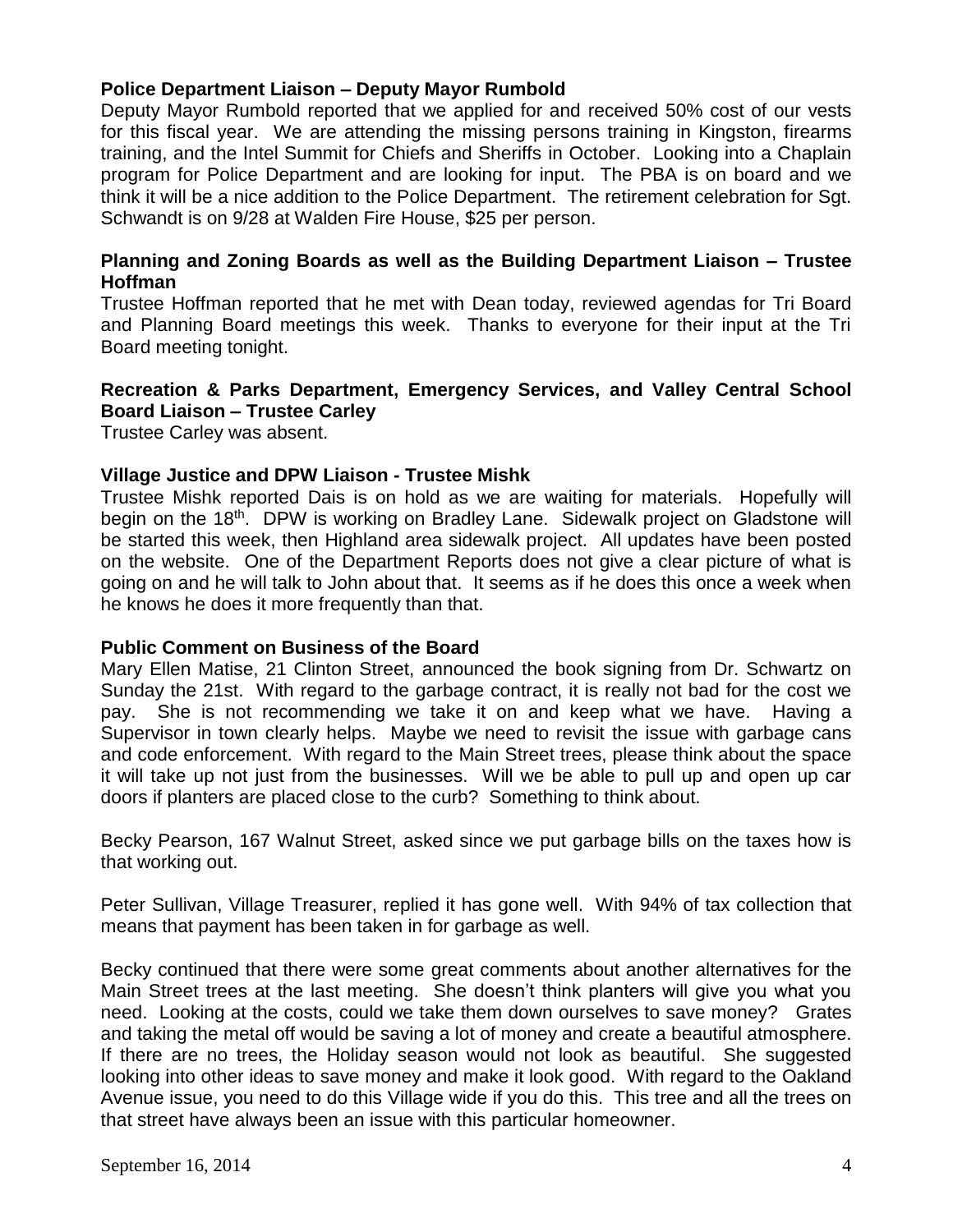**Police Department Liaison – Deputy Mayor Rumbold**

Deputy Mayor Rumbold reported that we applied for and received 50% cost of our vests for this fiscal year. We are attending the missing persons training in Kingston, firearms training, and the Intel Summit for Chiefs and Sheriffs in October. Looking into a Chaplain program for Police Department and are looking for input. The PBA is on board and we think it will be a nice addition to the Police Department. The retirement celebration for Sgt. Schwandt is on 9/28 at Walden Fire House, $25 per person.

**Planning and Zoning Boards as well as the Building Department Liaison – Trustee Hoffman**

Trustee Hoffman reported that he met with Dean today, reviewed agendas for Tri Board and Planning Board meetings this week. Thanks to everyone for their input at the Tri Board meeting tonight.

**Recreation & Parks Department, Emergency Services, and Valley Central School Board Liaison – Trustee Carley**

Trustee Carley was absent.

**Village Justice and DPW Liaison - Trustee Mishk**

Trustee Mishk reported Dais is on hold as we are waiting for materials. Hopefully will begin on the 18th. DPW is working on Bradley Lane. Sidewalk project on Gladstone will be started this week, then Highland area sidewalk project. All updates have been posted on the website. One of the Department Reports does not give a clear picture of what is going on and he will talk to John about that. It seems as if he does this once a week when he knows he does it more frequently than that.

**Public Comment on Business of the Board**

Mary Ellen Matise, 21 Clinton Street, announced the book signing from Dr. Schwartz on Sunday the 21st. With regard to the garbage contract, it is really not bad for the cost we pay. She is not recommending we take it on and keep what we have. Having a Supervisor in town clearly helps. Maybe we need to revisit the issue with garbage cans and code enforcement. With regard to the Main Street trees, please think about the space it will take up not just from the businesses. Will we be able to pull up and open up car doors if planters are placed close to the curb? Something to think about.

Becky Pearson, 167 Walnut Street, asked since we put garbage bills on the taxes how is that working out.

Peter Sullivan, Village Treasurer, replied it has gone well. With 94% of tax collection that means that payment has been taken in for garbage as well.

Becky continued that there were some great comments about another alternatives for the Main Street trees at the last meeting. She doesn't think planters will give you what you need. Looking at the costs, could we take them down ourselves to save money? Grates and taking the metal off would be saving a lot of money and create a beautiful atmosphere. If there are no trees, the Holiday season would not look as beautiful. She suggested looking into other ideas to save money and make it look good. With regard to the Oakland Avenue issue, you need to do this Village wide if you do this. This tree and all the trees on that street have always been an issue with this particular homeowner.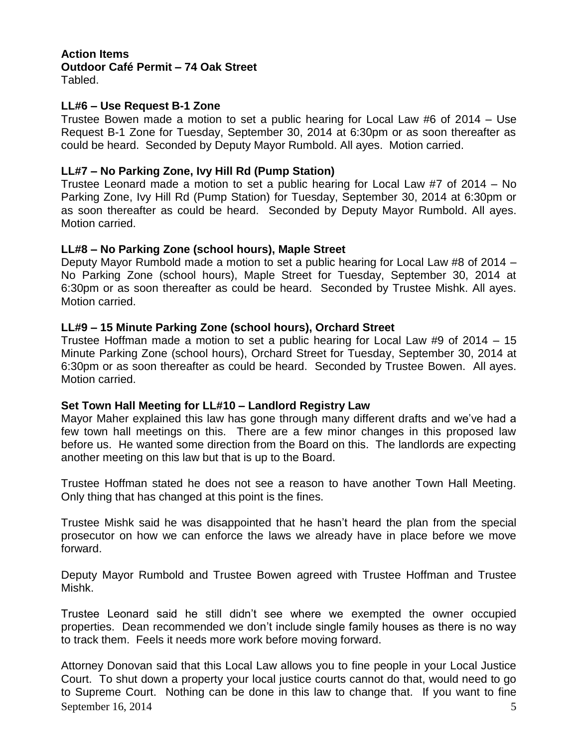**Action Items**

**Outdoor Café Permit – 74 Oak Street**

Tabled.

**LL#6 – Use Request B-1 Zone**

Trustee Bowen made a motion to set a public hearing for Local Law #6 of 2014 – Use Request B-1 Zone for Tuesday, September 30, 2014 at 6:30pm or as soon thereafter as could be heard. Seconded by Deputy Mayor Rumbold. All ayes. Motion carried.

**LL#7 – No Parking Zone, Ivy Hill Rd (Pump Station)**

Trustee Leonard made a motion to set a public hearing for Local Law #7 of 2014 – No Parking Zone, Ivy Hill Rd (Pump Station) for Tuesday, September 30, 2014 at 6:30pm or as soon thereafter as could be heard. Seconded by Deputy Mayor Rumbold. All ayes. Motion carried.

**LL#8 – No Parking Zone (school hours), Maple Street**

Deputy Mayor Rumbold made a motion to set a public hearing for Local Law #8 of 2014 – No Parking Zone (school hours), Maple Street for Tuesday, September 30, 2014 at 6:30pm or as soon thereafter as could be heard. Seconded by Trustee Mishk. All ayes. Motion carried.

**LL#9 – 15 Minute Parking Zone (school hours), Orchard Street**

Trustee Hoffman made a motion to set a public hearing for Local Law #9 of 2014 – 15 Minute Parking Zone (school hours), Orchard Street for Tuesday, September 30, 2014 at 6:30pm or as soon thereafter as could be heard. Seconded by Trustee Bowen. All ayes. Motion carried.

**Set Town Hall Meeting for LL#10 – Landlord Registry Law**

Mayor Maher explained this law has gone through many different drafts and we've had a few town hall meetings on this. There are a few minor changes in this proposed law before us. He wanted some direction from the Board on this. The landlords are expecting another meeting on this law but that is up to the Board.

Trustee Hoffman stated he does not see a reason to have another Town Hall Meeting. Only thing that has changed at this point is the fines.

Trustee Mishk said he was disappointed that he hasn't heard the plan from the special prosecutor on how we can enforce the laws we already have in place before we move forward.

Deputy Mayor Rumbold and Trustee Bowen agreed with Trustee Hoffman and Trustee Mishk.

Trustee Leonard said he still didn't see where we exempted the owner occupied properties. Dean recommended we don't include single family houses as there is no way to track them. Feels it needs more work before moving forward.

Attorney Donovan said that this Local Law allows you to fine people in your Local Justice Court. To shut down a property your local justice courts cannot do that, would need to go to Supreme Court. Nothing can be done in this law to change that. If you want to fine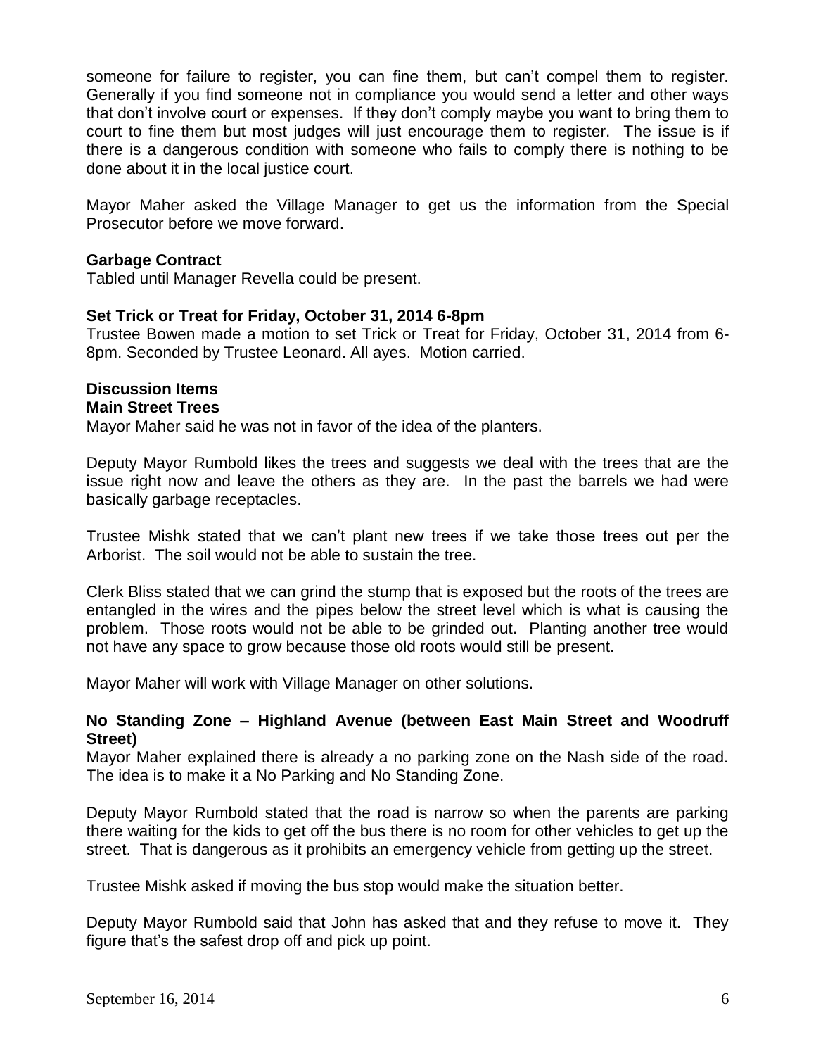someone for failure to register, you can fine them, but can't compel them to register. Generally if you find someone not in compliance you would send a letter and other ways that don't involve court or expenses. If they don't comply maybe you want to bring them to court to fine them but most judges will just encourage them to register. The issue is if there is a dangerous condition with someone who fails to comply there is nothing to be done about it in the local justice court.

Mayor Maher asked the Village Manager to get us the information from the Special Prosecutor before we move forward.

**Garbage Contract**
Tabled until Manager Revella could be present.

**Set Trick or Treat for Friday, October 31, 2014 6-8pm**
Trustee Bowen made a motion to set Trick or Treat for Friday, October 31, 2014 from 6-8pm. Seconded by Trustee Leonard. All ayes. Motion carried.

**Discussion Items**
**Main Street Trees**
Mayor Maher said he was not in favor of the idea of the planters.

Deputy Mayor Rumbold likes the trees and suggests we deal with the trees that are the issue right now and leave the others as they are. In the past the barrels we had were basically garbage receptacles.

Trustee Mishk stated that we can't plant new trees if we take those trees out per the Arborist. The soil would not be able to sustain the tree.

Clerk Bliss stated that we can grind the stump that is exposed but the roots of the trees are entangled in the wires and the pipes below the street level which is what is causing the problem. Those roots would not be able to be grinded out. Planting another tree would not have any space to grow because those old roots would still be present.

Mayor Maher will work with Village Manager on other solutions.

**No Standing Zone – Highland Avenue (between East Main Street and Woodruff Street)**
Mayor Maher explained there is already a no parking zone on the Nash side of the road. The idea is to make it a No Parking and No Standing Zone.

Deputy Mayor Rumbold stated that the road is narrow so when the parents are parking there waiting for the kids to get off the bus there is no room for other vehicles to get up the street. That is dangerous as it prohibits an emergency vehicle from getting up the street.

Trustee Mishk asked if moving the bus stop would make the situation better.

Deputy Mayor Rumbold said that John has asked that and they refuse to move it. They figure that's the safest drop off and pick up point.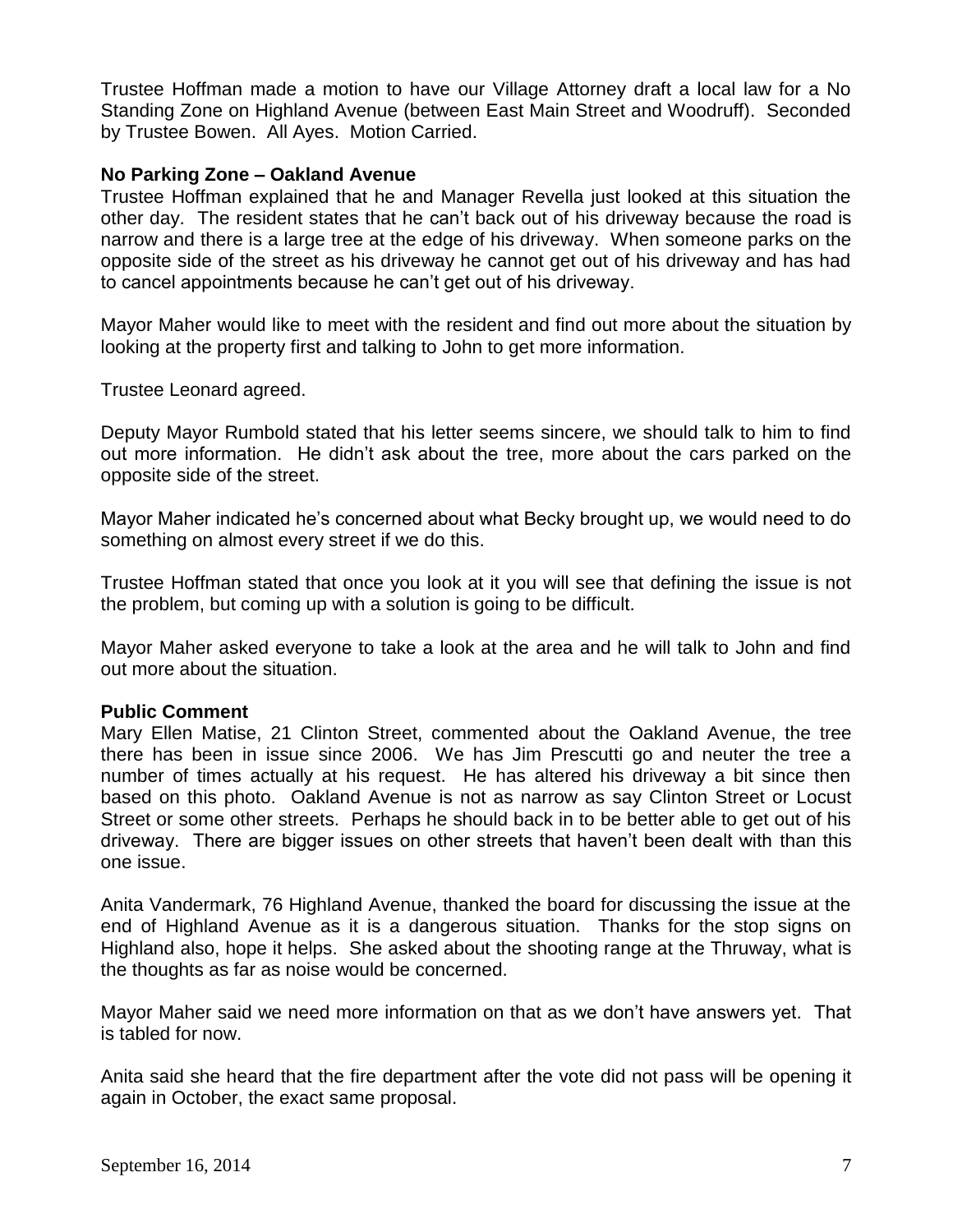Trustee Hoffman made a motion to have our Village Attorney draft a local law for a No Standing Zone on Highland Avenue (between East Main Street and Woodruff). Seconded by Trustee Bowen. All Ayes. Motion Carried.

**No Parking Zone – Oakland Avenue**

Trustee Hoffman explained that he and Manager Revella just looked at this situation the other day. The resident states that he can't back out of his driveway because the road is narrow and there is a large tree at the edge of his driveway. When someone parks on the opposite side of the street as his driveway he cannot get out of his driveway and has had to cancel appointments because he can't get out of his driveway.

Mayor Maher would like to meet with the resident and find out more about the situation by looking at the property first and talking to John to get more information.

Trustee Leonard agreed.

Deputy Mayor Rumbold stated that his letter seems sincere, we should talk to him to find out more information. He didn't ask about the tree, more about the cars parked on the opposite side of the street.

Mayor Maher indicated he's concerned about what Becky brought up, we would need to do something on almost every street if we do this.

Trustee Hoffman stated that once you look at it you will see that defining the issue is not the problem, but coming up with a solution is going to be difficult.

Mayor Maher asked everyone to take a look at the area and he will talk to John and find out more about the situation.

**Public Comment**

Mary Ellen Matise, 21 Clinton Street, commented about the Oakland Avenue, the tree there has been in issue since 2006. We has Jim Prescutti go and neuter the tree a number of times actually at his request. He has altered his driveway a bit since then based on this photo. Oakland Avenue is not as narrow as say Clinton Street or Locust Street or some other streets. Perhaps he should back in to be better able to get out of his driveway. There are bigger issues on other streets that haven't been dealt with than this one issue.

Anita Vandermark, 76 Highland Avenue, thanked the board for discussing the issue at the end of Highland Avenue as it is a dangerous situation. Thanks for the stop signs on Highland also, hope it helps. She asked about the shooting range at the Thruway, what is the thoughts as far as noise would be concerned.

Mayor Maher said we need more information on that as we don't have answers yet. That is tabled for now.

Anita said she heard that the fire department after the vote did not pass will be opening it again in October, the exact same proposal.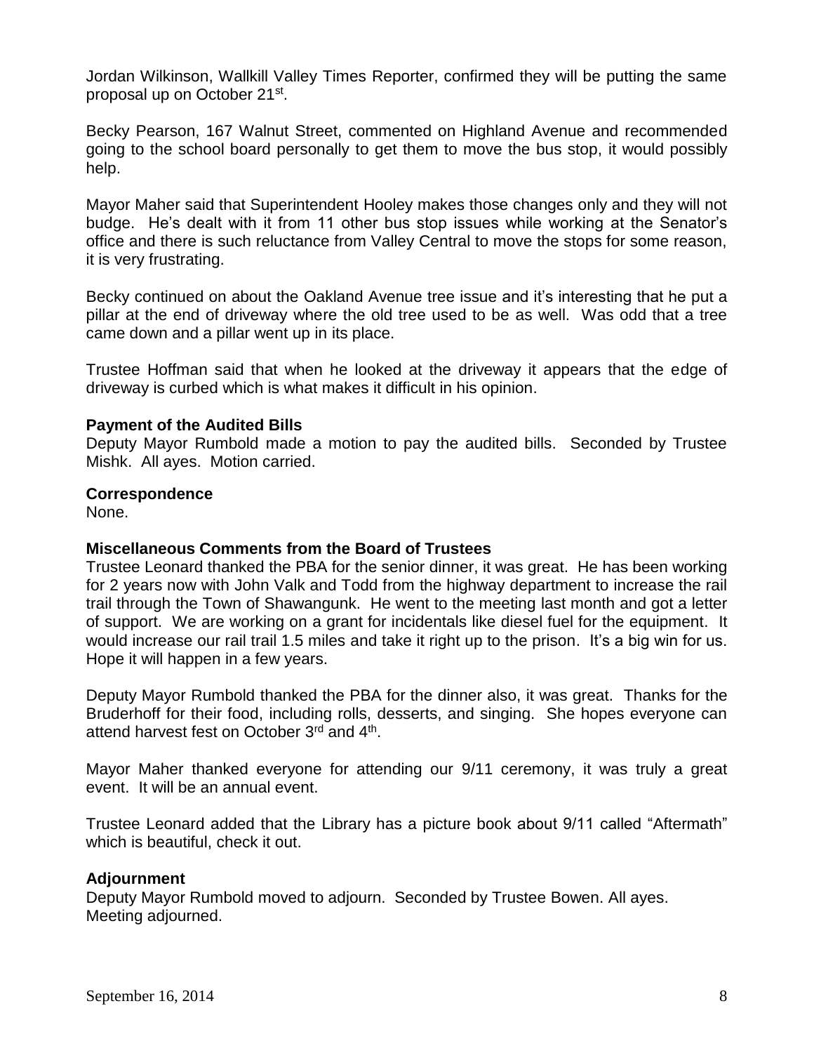Jordan Wilkinson, Wallkill Valley Times Reporter, confirmed they will be putting the same proposal up on October 21st.

Becky Pearson, 167 Walnut Street, commented on Highland Avenue and recommended going to the school board personally to get them to move the bus stop, it would possibly help.

Mayor Maher said that Superintendent Hooley makes those changes only and they will not budge. He's dealt with it from 11 other bus stop issues while working at the Senator's office and there is such reluctance from Valley Central to move the stops for some reason, it is very frustrating.

Becky continued on about the Oakland Avenue tree issue and it's interesting that he put a pillar at the end of driveway where the old tree used to be as well. Was odd that a tree came down and a pillar went up in its place.

Trustee Hoffman said that when he looked at the driveway it appears that the edge of driveway is curbed which is what makes it difficult in his opinion.

**Payment of the Audited Bills**

Deputy Mayor Rumbold made a motion to pay the audited bills. Seconded by Trustee Mishk. All ayes. Motion carried.

**Correspondence**

None.

**Miscellaneous Comments from the Board of Trustees**

Trustee Leonard thanked the PBA for the senior dinner, it was great. He has been working for 2 years now with John Valk and Todd from the highway department to increase the rail trail through the Town of Shawangunk. He went to the meeting last month and got a letter of support. We are working on a grant for incidentals like diesel fuel for the equipment. It would increase our rail trail 1.5 miles and take it right up to the prison. It's a big win for us. Hope it will happen in a few years.

Deputy Mayor Rumbold thanked the PBA for the dinner also, it was great. Thanks for the Bruderhoff for their food, including rolls, desserts, and singing. She hopes everyone can attend harvest fest on October 3rd and 4th.

Mayor Maher thanked everyone for attending our 9/11 ceremony, it was truly a great event. It will be an annual event.

Trustee Leonard added that the Library has a picture book about 9/11 called "Aftermath" which is beautiful, check it out.

**Adjournment**

Deputy Mayor Rumbold moved to adjourn. Seconded by Trustee Bowen. All ayes.
Meeting adjourned.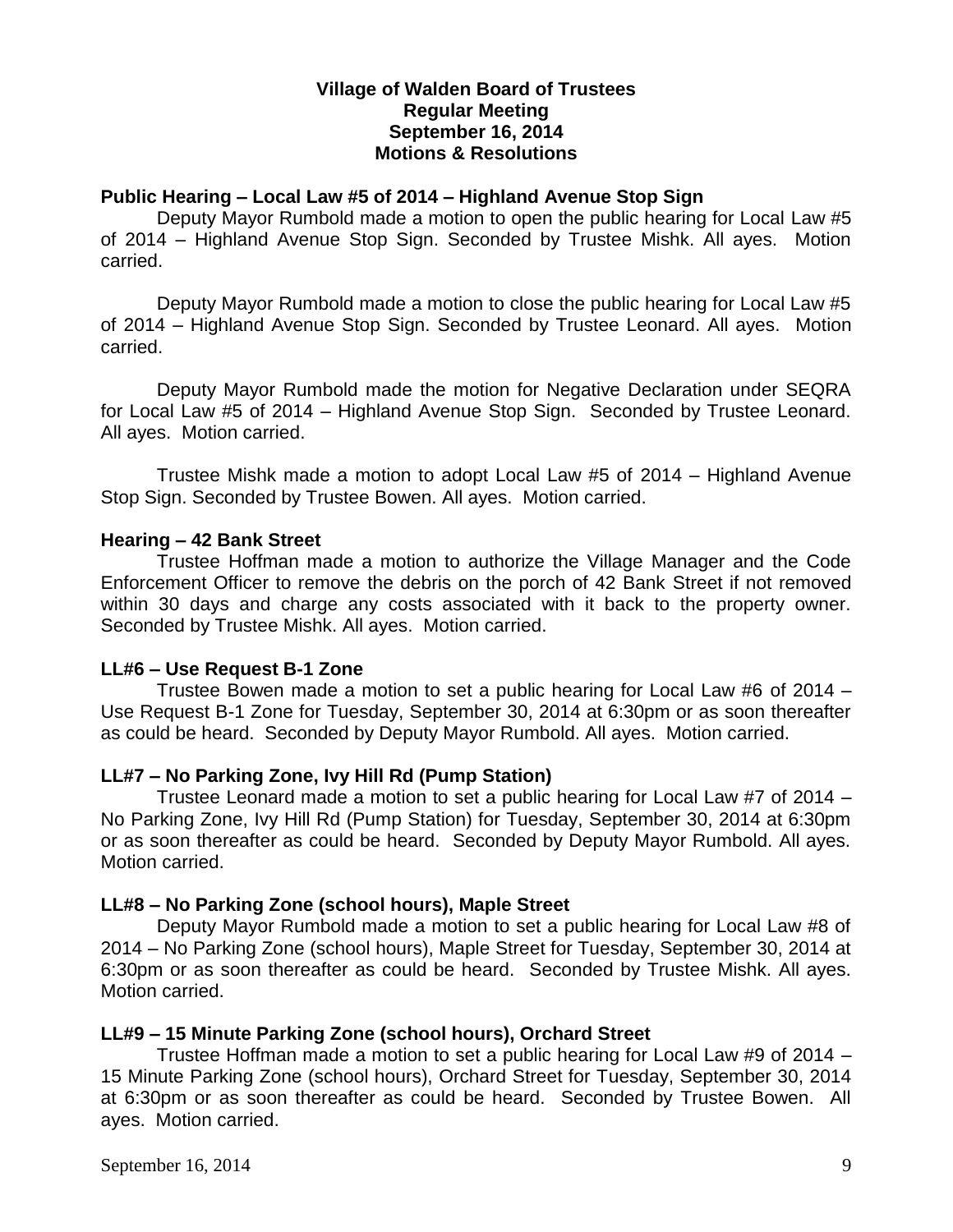**Village of Walden Board of Trustees**
**Regular Meeting**
**September 16, 2014**
**Motions & Resolutions**

**Public Hearing – Local Law #5 of 2014 – Highland Avenue Stop Sign**

Deputy Mayor Rumbold made a motion to open the public hearing for Local Law #5 of 2014 – Highland Avenue Stop Sign. Seconded by Trustee Mishk. All ayes. Motion carried.

Deputy Mayor Rumbold made a motion to close the public hearing for Local Law #5 of 2014 – Highland Avenue Stop Sign. Seconded by Trustee Leonard. All ayes. Motion carried.

Deputy Mayor Rumbold made the motion for Negative Declaration under SEQRA for Local Law #5 of 2014 – Highland Avenue Stop Sign. Seconded by Trustee Leonard. All ayes. Motion carried.

Trustee Mishk made a motion to adopt Local Law #5 of 2014 – Highland Avenue Stop Sign. Seconded by Trustee Bowen. All ayes. Motion carried.

**Hearing – 42 Bank Street**

Trustee Hoffman made a motion to authorize the Village Manager and the Code Enforcement Officer to remove the debris on the porch of 42 Bank Street if not removed within 30 days and charge any costs associated with it back to the property owner. Seconded by Trustee Mishk. All ayes. Motion carried.

**LL#6 – Use Request B-1 Zone**

Trustee Bowen made a motion to set a public hearing for Local Law #6 of 2014 – Use Request B-1 Zone for Tuesday, September 30, 2014 at 6:30pm or as soon thereafter as could be heard. Seconded by Deputy Mayor Rumbold. All ayes. Motion carried.

**LL#7 – No Parking Zone, Ivy Hill Rd (Pump Station)**

Trustee Leonard made a motion to set a public hearing for Local Law #7 of 2014 – No Parking Zone, Ivy Hill Rd (Pump Station) for Tuesday, September 30, 2014 at 6:30pm or as soon thereafter as could be heard. Seconded by Deputy Mayor Rumbold. All ayes. Motion carried.

**LL#8 – No Parking Zone (school hours), Maple Street**

Deputy Mayor Rumbold made a motion to set a public hearing for Local Law #8 of 2014 – No Parking Zone (school hours), Maple Street for Tuesday, September 30, 2014 at 6:30pm or as soon thereafter as could be heard. Seconded by Trustee Mishk. All ayes. Motion carried.

**LL#9 – 15 Minute Parking Zone (school hours), Orchard Street**

Trustee Hoffman made a motion to set a public hearing for Local Law #9 of 2014 – 15 Minute Parking Zone (school hours), Orchard Street for Tuesday, September 30, 2014 at 6:30pm or as soon thereafter as could be heard. Seconded by Trustee Bowen. All ayes. Motion carried.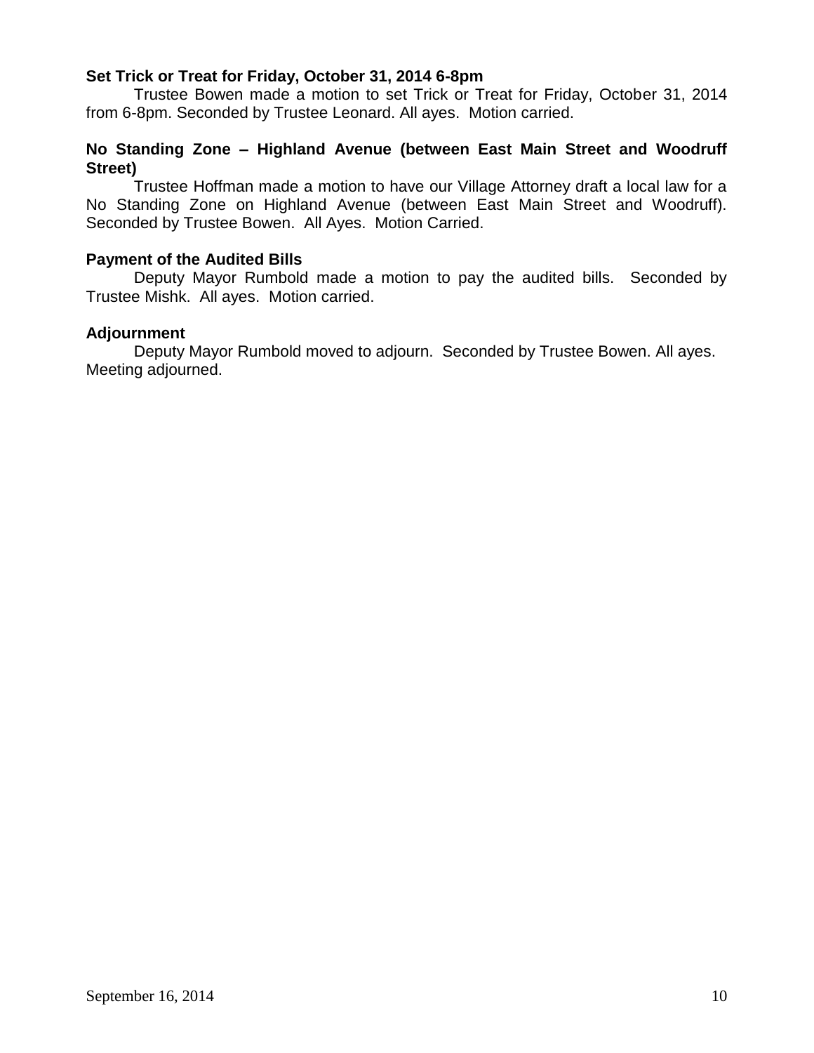**Set Trick or Treat for Friday, October 31, 2014 6-8pm**

Trustee Bowen made a motion to set Trick or Treat for Friday, October 31, 2014 from 6-8pm. Seconded by Trustee Leonard. All ayes. Motion carried.

**No Standing Zone – Highland Avenue (between East Main Street and Woodruff Street)**

Trustee Hoffman made a motion to have our Village Attorney draft a local law for a No Standing Zone on Highland Avenue (between East Main Street and Woodruff). Seconded by Trustee Bowen. All Ayes. Motion Carried.

**Payment of the Audited Bills**

Deputy Mayor Rumbold made a motion to pay the audited bills. Seconded by Trustee Mishk. All ayes. Motion carried.

**Adjournment**

Deputy Mayor Rumbold moved to adjourn. Seconded by Trustee Bowen. All ayes. Meeting adjourned.